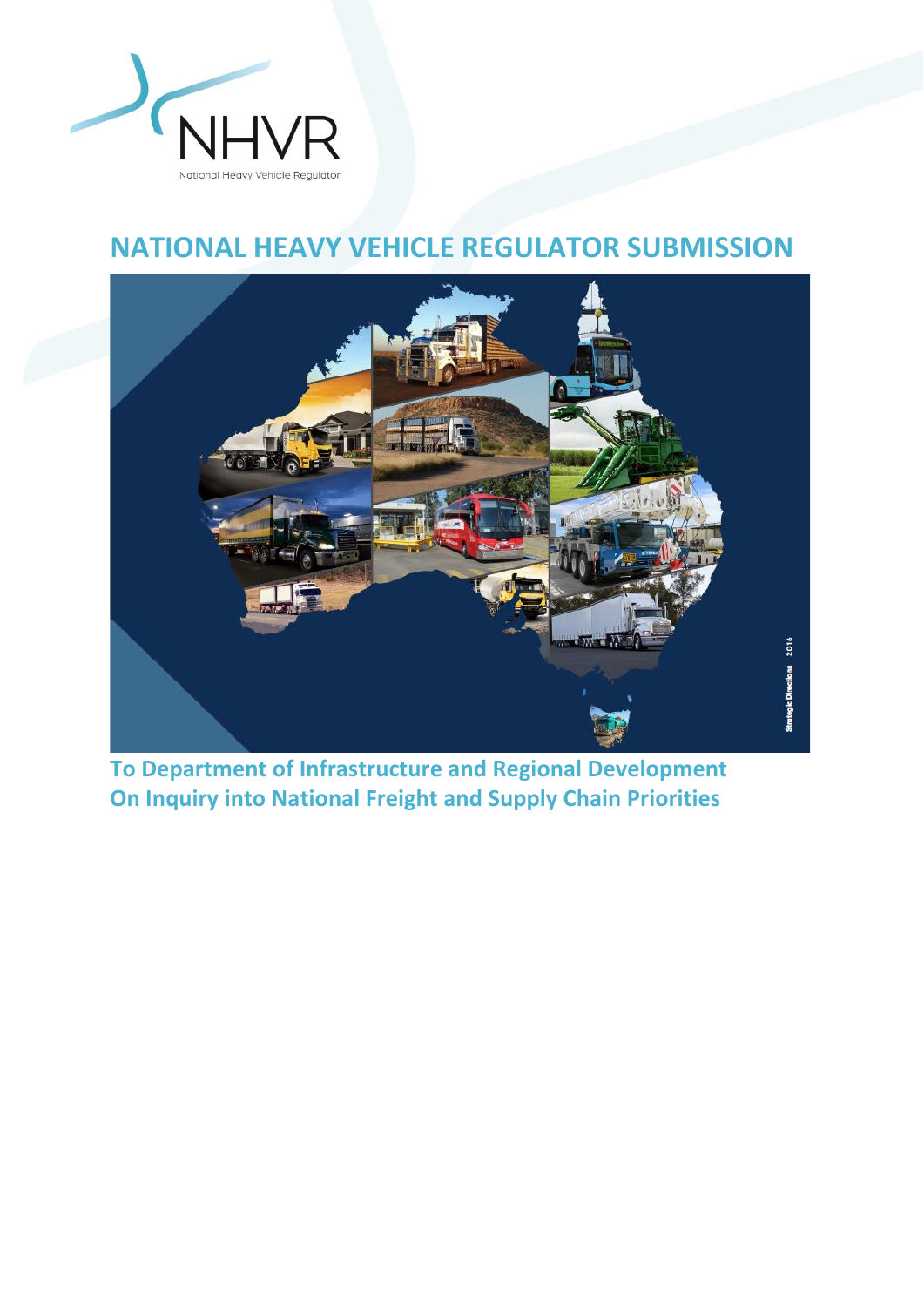NHVR

National Heavy Vehicle Regulator

# NATIONAL HEAVY VEHICLE REGULATOR SUBMISSION

**To Department of Infrastructure and Regional Development**
**On Inquiry into National Freight and Supply Chain Priorities**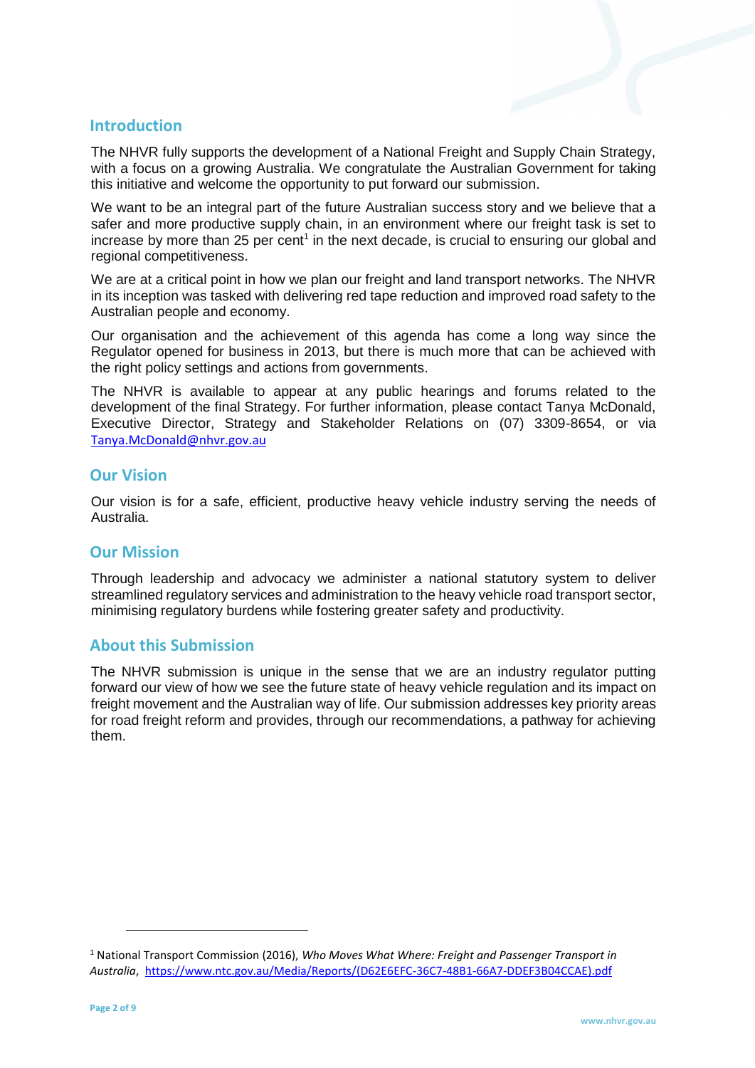## Introduction

The NHVR fully supports the development of a National Freight and Supply Chain Strategy, with a focus on a growing Australia. We congratulate the Australian Government for taking this initiative and welcome the opportunity to put forward our submission.

We want to be an integral part of the future Australian success story and we believe that a safer and more productive supply chain, in an environment where our freight task is set to increase by more than 25 per cent[1] in the next decade, is crucial to ensuring our global and regional competitiveness.

We are at a critical point in how we plan our freight and land transport networks. The NHVR in its inception was tasked with delivering red tape reduction and improved road safety to the Australian people and economy.

Our organisation and the achievement of this agenda has come a long way since the Regulator opened for business in 2013, but there is much more that can be achieved with the right policy settings and actions from governments.

The NHVR is available to appear at any public hearings and forums related to the development of the final Strategy. For further information, please contact Tanya McDonald, Executive Director, Strategy and Stakeholder Relations on (07) 3309-8654, or via Tanya.McDonald@nhvr.gov.au

## Our Vision

Our vision is for a safe, efficient, productive heavy vehicle industry serving the needs of Australia.

## Our Mission

Through leadership and advocacy we administer a national statutory system to deliver streamlined regulatory services and administration to the heavy vehicle road transport sector, minimising regulatory burdens while fostering greater safety and productivity.

## About this Submission

The NHVR submission is unique in the sense that we are an industry regulator putting forward our view of how we see the future state of heavy vehicle regulation and its impact on freight movement and the Australian way of life. Our submission addresses key priority areas for road freight reform and provides, through our recommendations, a pathway for achieving them.

---

[1] National Transport Commission (2016), *Who Moves What Where: Freight and Passenger Transport in Australia*, https://www.ntc.gov.au/Media/Reports/(D62E6EFC-36C7-48B1-66A7-DDEF3B04CCAE).pdf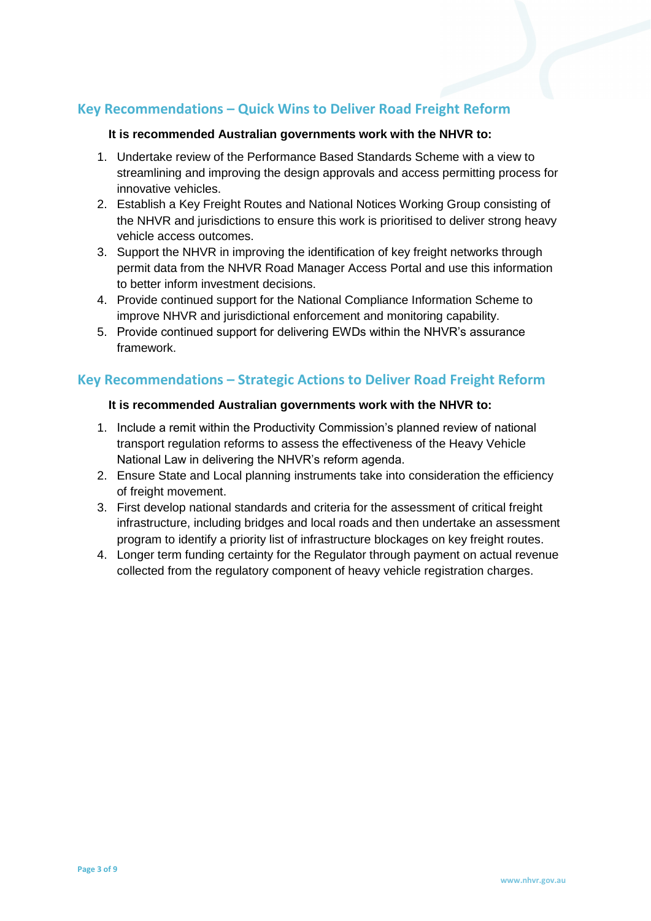## Key Recommendations – Quick Wins to Deliver Road Freight Reform

**It is recommended Australian governments work with the NHVR to:**

1. Undertake review of the Performance Based Standards Scheme with a view to streamlining and improving the design approvals and access permitting process for innovative vehicles.
2. Establish a Key Freight Routes and National Notices Working Group consisting of the NHVR and jurisdictions to ensure this work is prioritised to deliver strong heavy vehicle access outcomes.
3. Support the NHVR in improving the identification of key freight networks through permit data from the NHVR Road Manager Access Portal and use this information to better inform investment decisions.
4. Provide continued support for the National Compliance Information Scheme to improve NHVR and jurisdictional enforcement and monitoring capability.
5. Provide continued support for delivering EWDs within the NHVR's assurance framework.

## Key Recommendations – Strategic Actions to Deliver Road Freight Reform

**It is recommended Australian governments work with the NHVR to:**

1. Include a remit within the Productivity Commission's planned review of national transport regulation reforms to assess the effectiveness of the Heavy Vehicle National Law in delivering the NHVR's reform agenda.
2. Ensure State and Local planning instruments take into consideration the efficiency of freight movement.
3. First develop national standards and criteria for the assessment of critical freight infrastructure, including bridges and local roads and then undertake an assessment program to identify a priority list of infrastructure blockages on key freight routes.
4. Longer term funding certainty for the Regulator through payment on actual revenue collected from the regulatory component of heavy vehicle registration charges.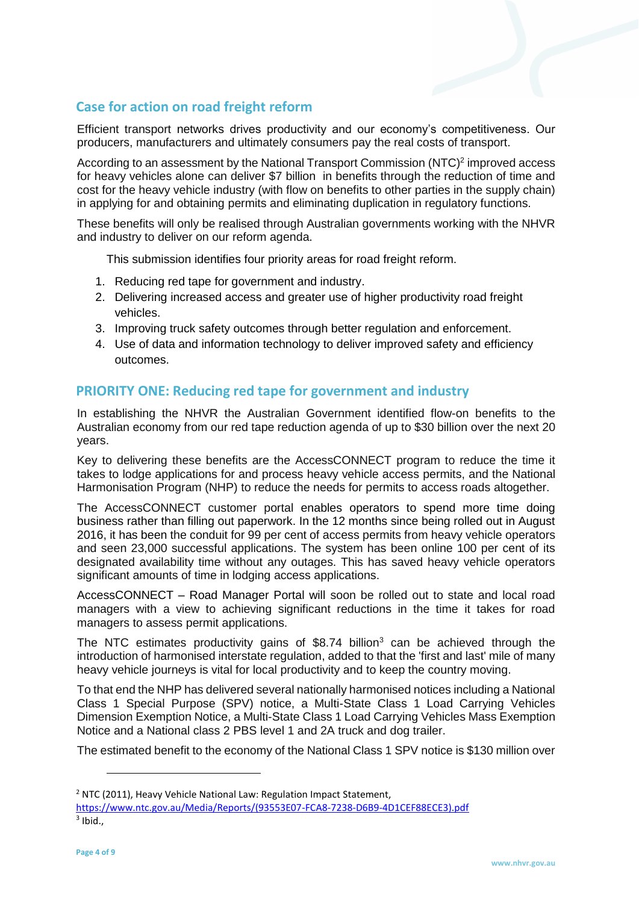## Case for action on road freight reform

Efficient transport networks drives productivity and our economy's competitiveness. Our producers, manufacturers and ultimately consumers pay the real costs of transport.

According to an assessment by the National Transport Commission (NTC)[2] improved access for heavy vehicles alone can deliver $7 billion in benefits through the reduction of time and cost for the heavy vehicle industry (with flow on benefits to other parties in the supply chain) in applying for and obtaining permits and eliminating duplication in regulatory functions.

These benefits will only be realised through Australian governments working with the NHVR and industry to deliver on our reform agenda.

This submission identifies four priority areas for road freight reform.

1. Reducing red tape for government and industry.
2. Delivering increased access and greater use of higher productivity road freight vehicles.
3. Improving truck safety outcomes through better regulation and enforcement.
4. Use of data and information technology to deliver improved safety and efficiency outcomes.

## PRIORITY ONE: Reducing red tape for government and industry

In establishing the NHVR the Australian Government identified flow-on benefits to the Australian economy from our red tape reduction agenda of up to $30 billion over the next 20 years.

Key to delivering these benefits are the AccessCONNECT program to reduce the time it takes to lodge applications for and process heavy vehicle access permits, and the National Harmonisation Program (NHP) to reduce the needs for permits to access roads altogether.

The AccessCONNECT customer portal enables operators to spend more time doing business rather than filling out paperwork. In the 12 months since being rolled out in August 2016, it has been the conduit for 99 per cent of access permits from heavy vehicle operators and seen 23,000 successful applications. The system has been online 100 per cent of its designated availability time without any outages. This has saved heavy vehicle operators significant amounts of time in lodging access applications.

AccessCONNECT – Road Manager Portal will soon be rolled out to state and local road managers with a view to achieving significant reductions in the time it takes for road managers to assess permit applications.

The NTC estimates productivity gains of $8.74 billion[3] can be achieved through the introduction of harmonised interstate regulation, added to that the 'first and last' mile of many heavy vehicle journeys is vital for local productivity and to keep the country moving.

To that end the NHP has delivered several nationally harmonised notices including a National Class 1 Special Purpose (SPV) notice, a Multi-State Class 1 Load Carrying Vehicles Dimension Exemption Notice, a Multi-State Class 1 Load Carrying Vehicles Mass Exemption Notice and a National class 2 PBS level 1 and 2A truck and dog trailer.

The estimated benefit to the economy of the National Class 1 SPV notice is $130 million over

---

[2] NTC (2011), Heavy Vehicle National Law: Regulation Impact Statement, https://www.ntc.gov.au/Media/Reports/(93553E07-FCA8-7238-D6B9-4D1CEF88ECE3).pdf

[3] Ibid.,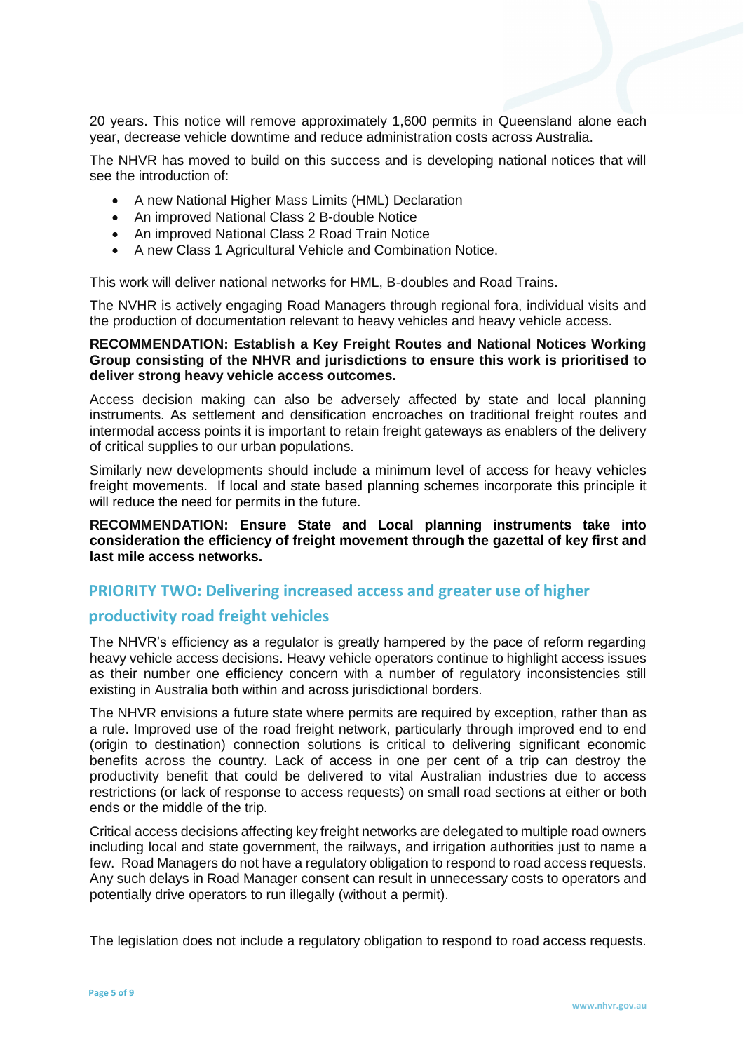20 years. This notice will remove approximately 1,600 permits in Queensland alone each year, decrease vehicle downtime and reduce administration costs across Australia.

The NHVR has moved to build on this success and is developing national notices that will see the introduction of:

- A new National Higher Mass Limits (HML) Declaration
- An improved National Class 2 B-double Notice
- An improved National Class 2 Road Train Notice
- A new Class 1 Agricultural Vehicle and Combination Notice.

This work will deliver national networks for HML, B-doubles and Road Trains.

The NVHR is actively engaging Road Managers through regional fora, individual visits and the production of documentation relevant to heavy vehicles and heavy vehicle access.

**RECOMMENDATION: Establish a Key Freight Routes and National Notices Working Group consisting of the NHVR and jurisdictions to ensure this work is prioritised to deliver strong heavy vehicle access outcomes.**

Access decision making can also be adversely affected by state and local planning instruments. As settlement and densification encroaches on traditional freight routes and intermodal access points it is important to retain freight gateways as enablers of the delivery of critical supplies to our urban populations.

Similarly new developments should include a minimum level of access for heavy vehicles freight movements. If local and state based planning schemes incorporate this principle it will reduce the need for permits in the future.

**RECOMMENDATION: Ensure State and Local planning instruments take into consideration the efficiency of freight movement through the gazettal of key first and last mile access networks.**

## PRIORITY TWO: Delivering increased access and greater use of higher productivity road freight vehicles

The NHVR's efficiency as a regulator is greatly hampered by the pace of reform regarding heavy vehicle access decisions. Heavy vehicle operators continue to highlight access issues as their number one efficiency concern with a number of regulatory inconsistencies still existing in Australia both within and across jurisdictional borders.

The NHVR envisions a future state where permits are required by exception, rather than as a rule. Improved use of the road freight network, particularly through improved end to end (origin to destination) connection solutions is critical to delivering significant economic benefits across the country. Lack of access in one per cent of a trip can destroy the productivity benefit that could be delivered to vital Australian industries due to access restrictions (or lack of response to access requests) on small road sections at either or both ends or the middle of the trip.

Critical access decisions affecting key freight networks are delegated to multiple road owners including local and state government, the railways, and irrigation authorities just to name a few. Road Managers do not have a regulatory obligation to respond to road access requests. Any such delays in Road Manager consent can result in unnecessary costs to operators and potentially drive operators to run illegally (without a permit).

The legislation does not include a regulatory obligation to respond to road access requests.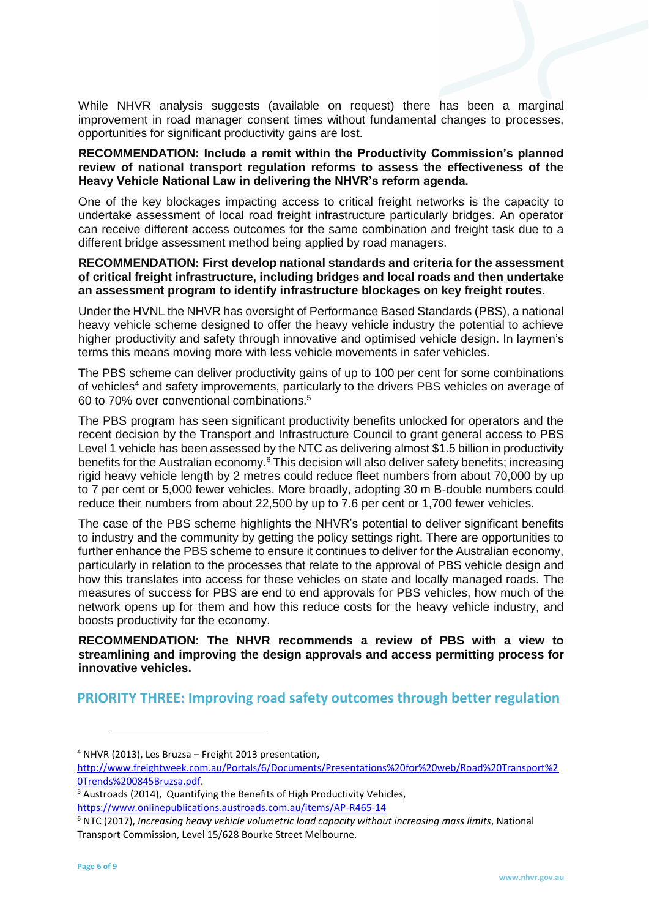While NHVR analysis suggests (available on request) there has been a marginal improvement in road manager consent times without fundamental changes to processes, opportunities for significant productivity gains are lost.

**RECOMMENDATION: Include a remit within the Productivity Commission's planned review of national transport regulation reforms to assess the effectiveness of the Heavy Vehicle National Law in delivering the NHVR's reform agenda.**

One of the key blockages impacting access to critical freight networks is the capacity to undertake assessment of local road freight infrastructure particularly bridges. An operator can receive different access outcomes for the same combination and freight task due to a different bridge assessment method being applied by road managers.

**RECOMMENDATION: First develop national standards and criteria for the assessment of critical freight infrastructure, including bridges and local roads and then undertake an assessment program to identify infrastructure blockages on key freight routes.**

Under the HVNL the NHVR has oversight of Performance Based Standards (PBS), a national heavy vehicle scheme designed to offer the heavy vehicle industry the potential to achieve higher productivity and safety through innovative and optimised vehicle design. In laymen's terms this means moving more with less vehicle movements in safer vehicles.

The PBS scheme can deliver productivity gains of up to 100 per cent for some combinations of vehicles[4] and safety improvements, particularly to the drivers PBS vehicles on average of 60 to 70% over conventional combinations.[5]

The PBS program has seen significant productivity benefits unlocked for operators and the recent decision by the Transport and Infrastructure Council to grant general access to PBS Level 1 vehicle has been assessed by the NTC as delivering almost $1.5 billion in productivity benefits for the Australian economy.[6] This decision will also deliver safety benefits; increasing rigid heavy vehicle length by 2 metres could reduce fleet numbers from about 70,000 by up to 7 per cent or 5,000 fewer vehicles. More broadly, adopting 30 m B-double numbers could reduce their numbers from about 22,500 by up to 7.6 per cent or 1,700 fewer vehicles.

The case of the PBS scheme highlights the NHVR's potential to deliver significant benefits to industry and the community by getting the policy settings right. There are opportunities to further enhance the PBS scheme to ensure it continues to deliver for the Australian economy, particularly in relation to the processes that relate to the approval of PBS vehicle design and how this translates into access for these vehicles on state and locally managed roads. The measures of success for PBS are end to end approvals for PBS vehicles, how much of the network opens up for them and how this reduce costs for the heavy vehicle industry, and boosts productivity for the economy.

**RECOMMENDATION: The NHVR recommends a review of PBS with a view to streamlining and improving the design approvals and access permitting process for innovative vehicles.**

## PRIORITY THREE: Improving road safety outcomes through better regulation

---

[4] NHVR (2013), Les Bruzsa – Freight 2013 presentation, http://www.freightweek.com.au/Portals/6/Documents/Presentations%20for%20web/Road%20Transport%20Trends%200845Bruzsa.pdf.

[5] Austroads (2014), Quantifying the Benefits of High Productivity Vehicles, https://www.onlinepublications.austroads.com.au/items/AP-R465-14

[6] NTC (2017), *Increasing heavy vehicle volumetric load capacity without increasing mass limits*, National Transport Commission, Level 15/628 Bourke Street Melbourne.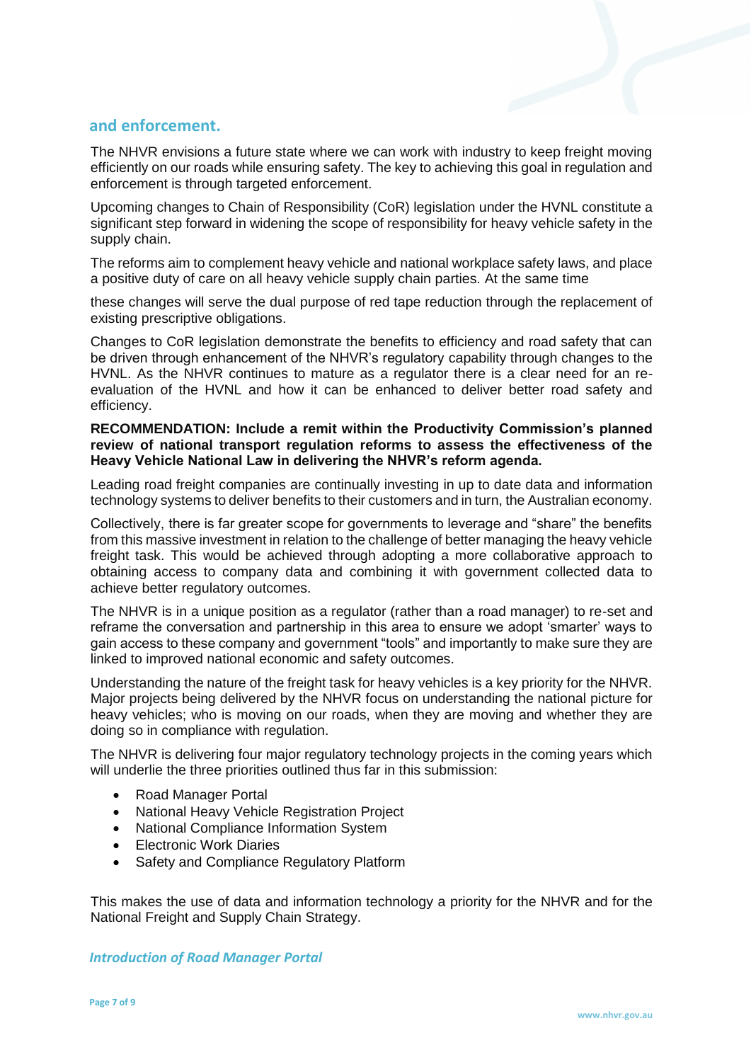## and enforcement.

The NHVR envisions a future state where we can work with industry to keep freight moving efficiently on our roads while ensuring safety. The key to achieving this goal in regulation and enforcement is through targeted enforcement.

Upcoming changes to Chain of Responsibility (CoR) legislation under the HVNL constitute a significant step forward in widening the scope of responsibility for heavy vehicle safety in the supply chain.

The reforms aim to complement heavy vehicle and national workplace safety laws, and place a positive duty of care on all heavy vehicle supply chain parties. At the same time

these changes will serve the dual purpose of red tape reduction through the replacement of existing prescriptive obligations.

Changes to CoR legislation demonstrate the benefits to efficiency and road safety that can be driven through enhancement of the NHVR's regulatory capability through changes to the HVNL. As the NHVR continues to mature as a regulator there is a clear need for an re-evaluation of the HVNL and how it can be enhanced to deliver better road safety and efficiency.

**RECOMMENDATION: Include a remit within the Productivity Commission's planned review of national transport regulation reforms to assess the effectiveness of the Heavy Vehicle National Law in delivering the NHVR's reform agenda.**

Leading road freight companies are continually investing in up to date data and information technology systems to deliver benefits to their customers and in turn, the Australian economy.

Collectively, there is far greater scope for governments to leverage and "share" the benefits from this massive investment in relation to the challenge of better managing the heavy vehicle freight task. This would be achieved through adopting a more collaborative approach to obtaining access to company data and combining it with government collected data to achieve better regulatory outcomes.

The NHVR is in a unique position as a regulator (rather than a road manager) to re-set and reframe the conversation and partnership in this area to ensure we adopt 'smarter' ways to gain access to these company and government "tools" and importantly to make sure they are linked to improved national economic and safety outcomes.

Understanding the nature of the freight task for heavy vehicles is a key priority for the NHVR. Major projects being delivered by the NHVR focus on understanding the national picture for heavy vehicles; who is moving on our roads, when they are moving and whether they are doing so in compliance with regulation.

The NHVR is delivering four major regulatory technology projects in the coming years which will underlie the three priorities outlined thus far in this submission:

- Road Manager Portal
- National Heavy Vehicle Registration Project
- National Compliance Information System
- Electronic Work Diaries
- Safety and Compliance Regulatory Platform

This makes the use of data and information technology a priority for the NHVR and for the National Freight and Supply Chain Strategy.

### *Introduction of Road Manager Portal*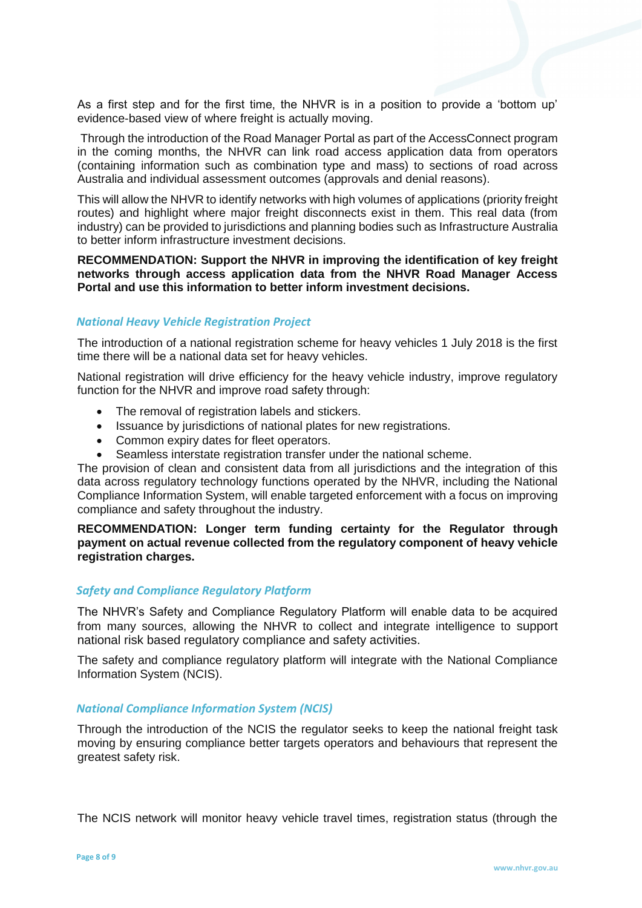As a first step and for the first time, the NHVR is in a position to provide a 'bottom up' evidence-based view of where freight is actually moving.

Through the introduction of the Road Manager Portal as part of the AccessConnect program in the coming months, the NHVR can link road access application data from operators (containing information such as combination type and mass) to sections of road across Australia and individual assessment outcomes (approvals and denial reasons).

This will allow the NHVR to identify networks with high volumes of applications (priority freight routes) and highlight where major freight disconnects exist in them. This real data (from industry) can be provided to jurisdictions and planning bodies such as Infrastructure Australia to better inform infrastructure investment decisions.

**RECOMMENDATION: Support the NHVR in improving the identification of key freight networks through access application data from the NHVR Road Manager Access Portal and use this information to better inform investment decisions.**

### *National Heavy Vehicle Registration Project*

The introduction of a national registration scheme for heavy vehicles 1 July 2018 is the first time there will be a national data set for heavy vehicles.

National registration will drive efficiency for the heavy vehicle industry, improve regulatory function for the NHVR and improve road safety through:

- The removal of registration labels and stickers.
- Issuance by jurisdictions of national plates for new registrations.
- Common expiry dates for fleet operators.
- Seamless interstate registration transfer under the national scheme.

The provision of clean and consistent data from all jurisdictions and the integration of this data across regulatory technology functions operated by the NHVR, including the National Compliance Information System, will enable targeted enforcement with a focus on improving compliance and safety throughout the industry.

**RECOMMENDATION: Longer term funding certainty for the Regulator through payment on actual revenue collected from the regulatory component of heavy vehicle registration charges.**

### *Safety and Compliance Regulatory Platform*

The NHVR's Safety and Compliance Regulatory Platform will enable data to be acquired from many sources, allowing the NHVR to collect and integrate intelligence to support national risk based regulatory compliance and safety activities.

The safety and compliance regulatory platform will integrate with the National Compliance Information System (NCIS).

### *National Compliance Information System (NCIS)*

Through the introduction of the NCIS the regulator seeks to keep the national freight task moving by ensuring compliance better targets operators and behaviours that represent the greatest safety risk.

The NCIS network will monitor heavy vehicle travel times, registration status (through the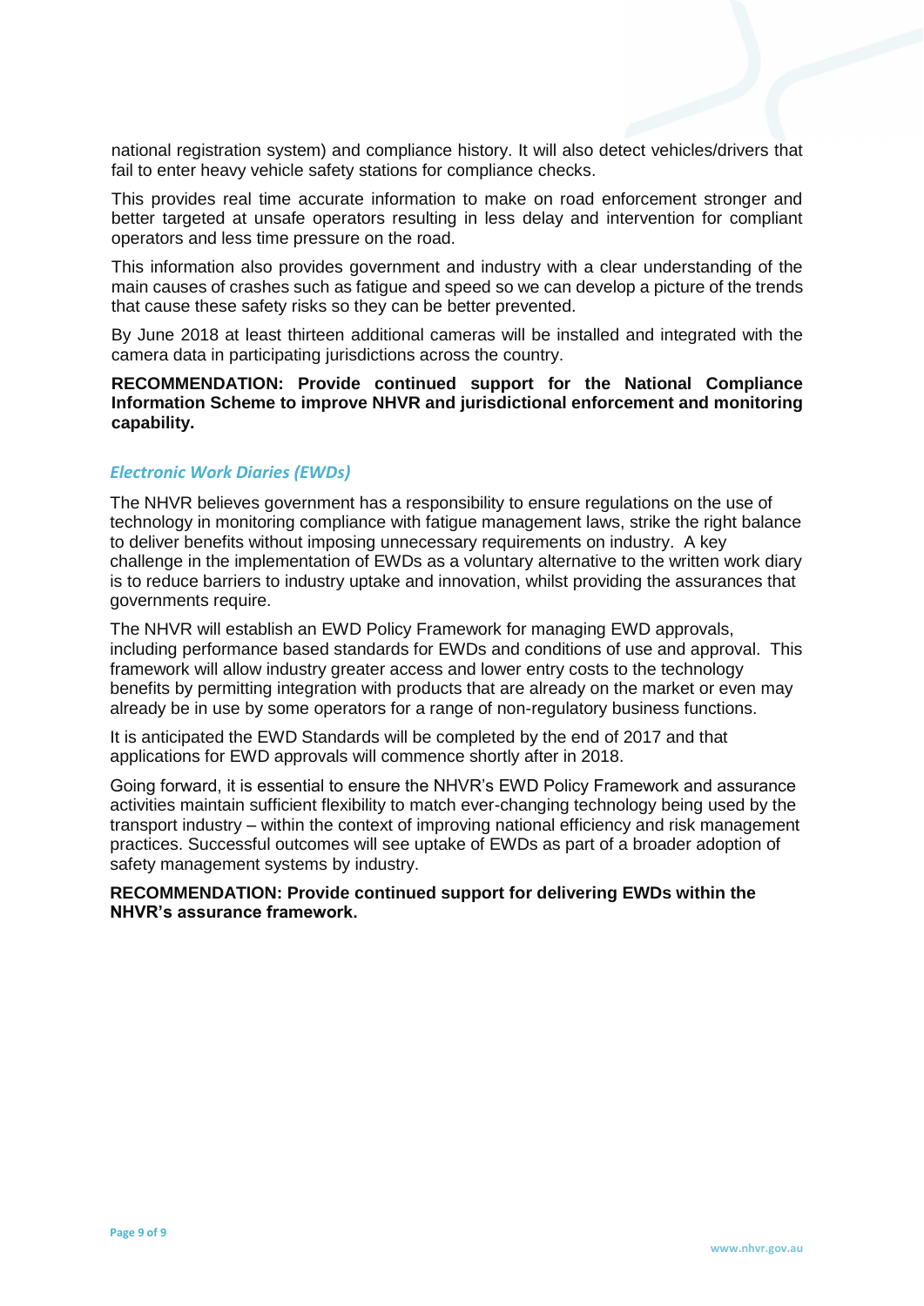national registration system) and compliance history. It will also detect vehicles/drivers that fail to enter heavy vehicle safety stations for compliance checks.

This provides real time accurate information to make on road enforcement stronger and better targeted at unsafe operators resulting in less delay and intervention for compliant operators and less time pressure on the road.

This information also provides government and industry with a clear understanding of the main causes of crashes such as fatigue and speed so we can develop a picture of the trends that cause these safety risks so they can be better prevented.

By June 2018 at least thirteen additional cameras will be installed and integrated with the camera data in participating jurisdictions across the country.

**RECOMMENDATION: Provide continued support for the National Compliance Information Scheme to improve NHVR and jurisdictional enforcement and monitoring capability.**

### *Electronic Work Diaries (EWDs)*

The NHVR believes government has a responsibility to ensure regulations on the use of technology in monitoring compliance with fatigue management laws, strike the right balance to deliver benefits without imposing unnecessary requirements on industry. A key challenge in the implementation of EWDs as a voluntary alternative to the written work diary is to reduce barriers to industry uptake and innovation, whilst providing the assurances that governments require.

The NHVR will establish an EWD Policy Framework for managing EWD approvals, including performance based standards for EWDs and conditions of use and approval. This framework will allow industry greater access and lower entry costs to the technology benefits by permitting integration with products that are already on the market or even may already be in use by some operators for a range of non-regulatory business functions.

It is anticipated the EWD Standards will be completed by the end of 2017 and that applications for EWD approvals will commence shortly after in 2018.

Going forward, it is essential to ensure the NHVR's EWD Policy Framework and assurance activities maintain sufficient flexibility to match ever-changing technology being used by the transport industry – within the context of improving national efficiency and risk management practices. Successful outcomes will see uptake of EWDs as part of a broader adoption of safety management systems by industry.

**RECOMMENDATION: Provide continued support for delivering EWDs within the NHVR's assurance framework.**